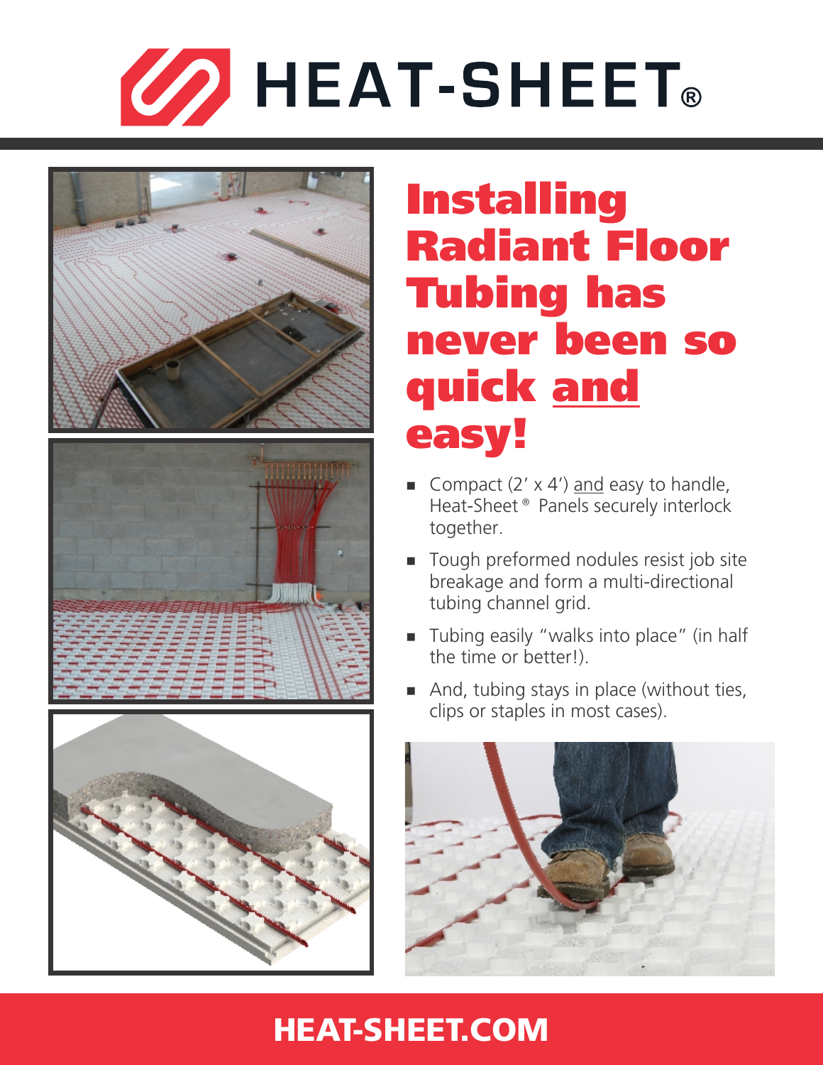# HEAT-SHEET®

## Installing Radiant Floor Tubing has never been so quick and easy!

- Compact (2' x 4') and easy to handle, Heat-Sheet® Panels securely interlock together.
- Tough preformed nodules resist job site breakage and form a multi-directional tubing channel grid.
- Tubing easily "walks into place" (in half the time or better!).
- And, tubing stays in place (without ties, clips or staples in most cases).

**HEAT-SHEET.COM**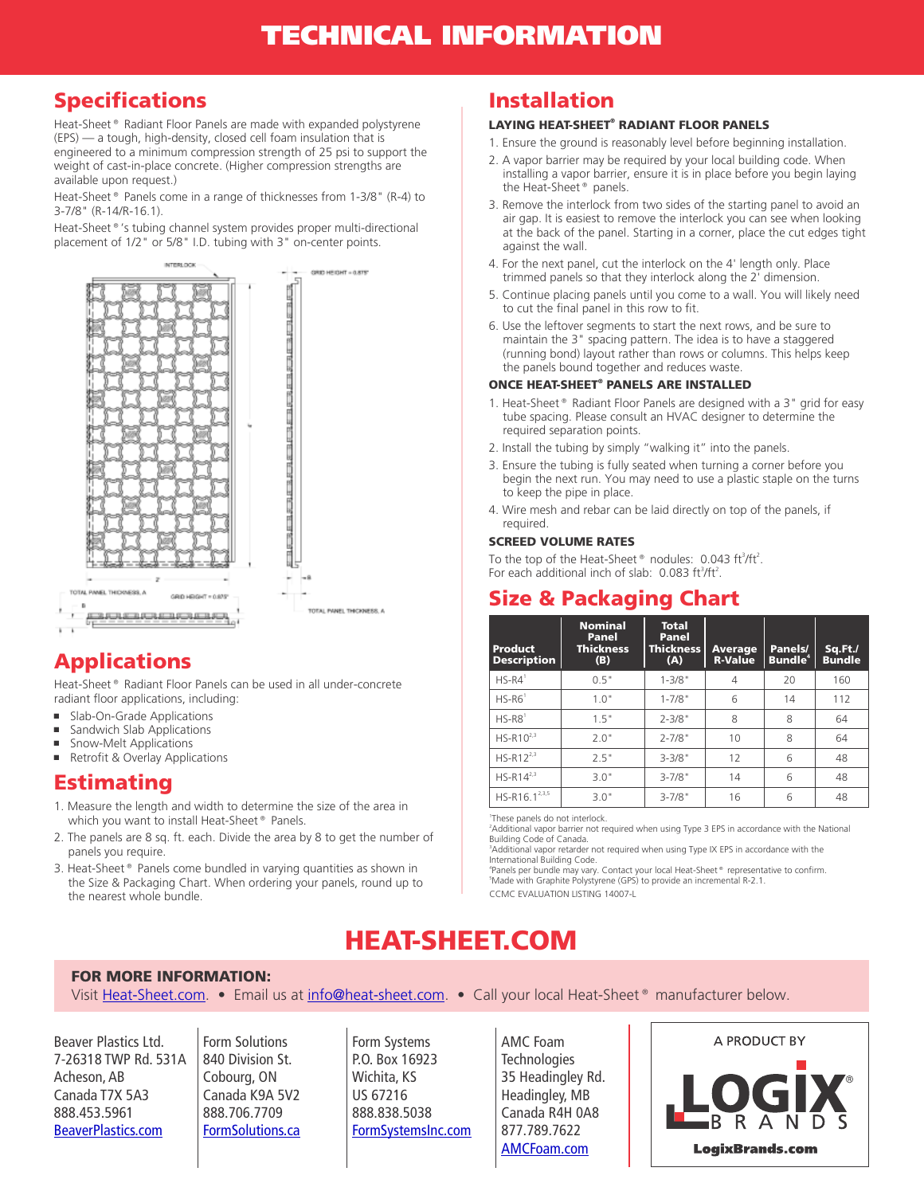# TECHNICAL INFORMATION

## Specifications

Heat-Sheet® Radiant Floor Panels are made with expanded polystyrene (EPS) — a tough, high-density, closed cell foam insulation that is engineered to a minimum compression strength of 25 psi to support the weight of cast-in-place concrete. (Higher compression strengths are available upon request.)

Heat-Sheet® Panels come in a range of thicknesses from 1-3/8" (R-4) to 3-7/8" (R-14/R-16.1).

Heat-Sheet®'s tubing channel system provides proper multi-directional placement of 1/2" or 5/8" I.D. tubing with 3" on-center points.

INTERLOCK

GRID HEIGHT = 0.875"

TOTAL PANEL THICKNESS, A

GRID HEIGHT = 0.875"

B

TOTAL PANEL THICKNESS, A

## Applications

Heat-Sheet® Radiant Floor Panels can be used in all under-concrete radiant floor applications, including:

- Slab-On-Grade Applications
- Sandwich Slab Applications
- Snow-Melt Applications
- Retrofit & Overlay Applications

## Estimating

1. Measure the length and width to determine the size of the area in which you want to install Heat-Sheet® Panels.
2. The panels are 8 sq. ft. each. Divide the area by 8 to get the number of panels you require.
3. Heat-Sheet® Panels come bundled in varying quantities as shown in the Size & Packaging Chart. When ordering your panels, round up to the nearest whole bundle.

## Installation

### LAYING HEAT-SHEET® RADIANT FLOOR PANELS

1. Ensure the ground is reasonably level before beginning installation.
2. A vapor barrier may be required by your local building code. When installing a vapor barrier, ensure it is in place before you begin laying the Heat-Sheet® panels.
3. Remove the interlock from two sides of the starting panel to avoid an air gap. It is easiest to remove the interlock you can see when looking at the back of the panel. Starting in a corner, place the cut edges tight against the wall.
4. For the next panel, cut the interlock on the 4' length only. Place trimmed panels so that they interlock along the 2' dimension.
5. Continue placing panels until you come to a wall. You will likely need to cut the final panel in this row to fit.
6. Use the leftover segments to start the next rows, and be sure to maintain the 3" spacing pattern. The idea is to have a staggered (running bond) layout rather than rows or columns. This helps keep the panels bound together and reduces waste.

### ONCE HEAT-SHEET® PANELS ARE INSTALLED

1. Heat-Sheet® Radiant Floor Panels are designed with a 3" grid for easy tube spacing. Please consult an HVAC designer to determine the required separation points.
2. Install the tubing by simply "walking it" into the panels.
3. Ensure the tubing is fully seated when turning a corner before you begin the next run. You may need to use a plastic staple on the turns to keep the pipe in place.
4. Wire mesh and rebar can be laid directly on top of the panels, if required.

### SCREED VOLUME RATES

To the top of the Heat-Sheet® nodules: 0.043 $ft^3/ft^2$.
For each additional inch of slab: 0.083 $ft^3/ft^2$.

## Size & Packaging Chart

| Product Description | Nominal Panel Thickness (B) | Total Panel Thickness (A) | Average R-Value | Panels/ Bundle[4] | Sq.Ft./ Bundle |
|---|---|---|---|---|---|
| HS-R4[1] | 0.5" | 1-3/8" | 4 | 20 | 160 |
| HS-R6[1] | 1.0" | 1-7/8" | 6 | 14 | 112 |
| HS-R8[1] | 1.5" | 2-3/8" | 8 | 8 | 64 |
| HS-R10[2,3] | 2.0" | 2-7/8" | 10 | 8 | 64 |
| HS-R12[2,3] | 2.5" | 3-3/8" | 12 | 6 | 48 |
| HS-R14[2,3] | 3.0" | 3-7/8" | 14 | 6 | 48 |
| HS-R16.1[2,3,5] | 3.0" | 3-7/8" | 16 | 6 | 48 |

[1]These panels do not interlock.
[2]Additional vapor barrier not required when using Type 3 EPS in accordance with the National Building Code of Canada.
[3]Additional vapor retarder not required when using Type IX EPS in accordance with the International Building Code.
[4]Panels per bundle may vary. Contact your local Heat-Sheet® representative to confirm.
[5]Made with Graphite Polystyrene (GPS) to provide an incremental R-2.1.

CCMC EVALUATION LISTING 14007-L

# HEAT-SHEET.COM

**FOR MORE INFORMATION:**
Visit Heat-Sheet.com. • Email us at info@heat-sheet.com. • Call your local Heat-Sheet® manufacturer below.

Beaver Plastics Ltd.
7-26318 TWP Rd. 531A
Acheson, AB
Canada T7X 5A3
888.453.5961
BeaverPlastics.com

Form Solutions
840 Division St.
Cobourg, ON
Canada K9A 5V2
888.706.7709
FormSolutions.ca

Form Systems
P.O. Box 16923
Wichita, KS
US 67216
888.838.5038
FormSystemsInc.com

AMC Foam Technologies
35 Headingley Rd.
Headingley, MB
Canada R4H 0A8
877.789.7622
AMCFoam.com

A PRODUCT BY
LOGIX® BRANDS
LogixBrands.com